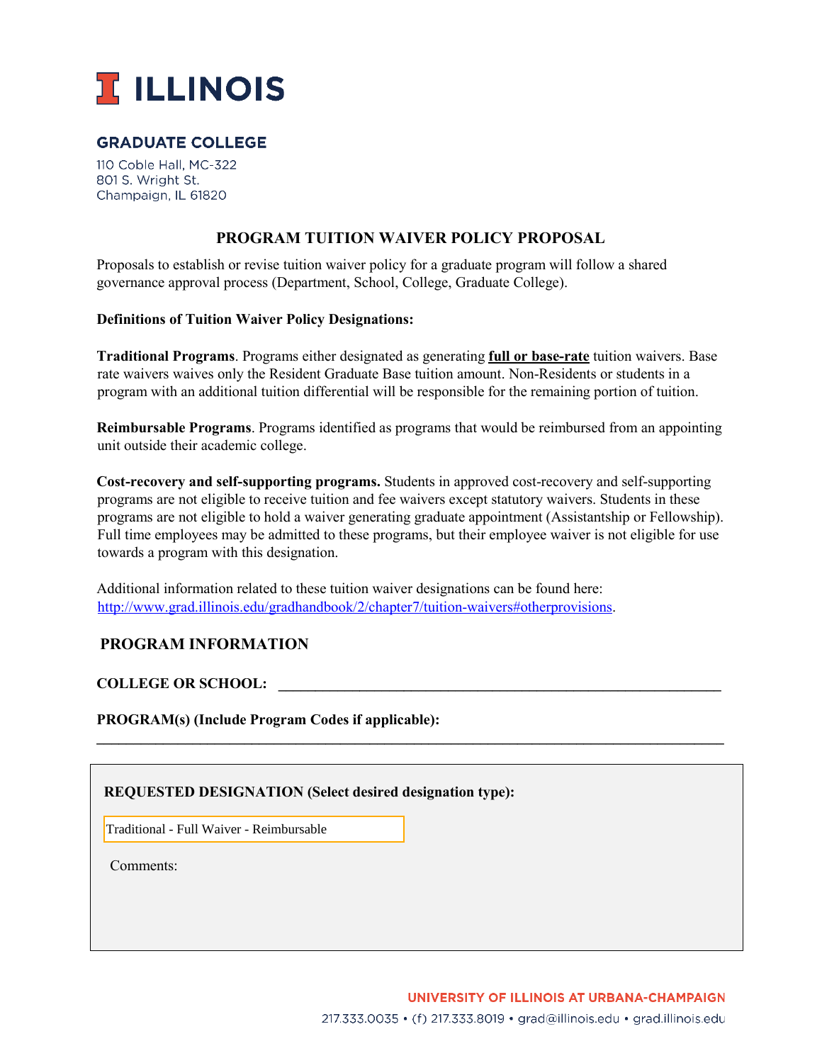# ILLINOIS

**GRADUATE COLLEGE**

110 Coble Hall, MC-322
801 S. Wright St.
Champaign, IL 61820

## PROGRAM TUITION WAIVER POLICY PROPOSAL

Proposals to establish or revise tuition waiver policy for a graduate program will follow a shared governance approval process (Department, School, College, Graduate College).

**Definitions of Tuition Waiver Policy Designations:**

**Traditional Programs**. Programs either designated as generating **full or base-rate** tuition waivers. Base rate waivers waives only the Resident Graduate Base tuition amount. Non-Residents or students in a program with an additional tuition differential will be responsible for the remaining portion of tuition.

**Reimbursable Programs**. Programs identified as programs that would be reimbursed from an appointing unit outside their academic college.

**Cost-recovery and self-supporting programs.** Students in approved cost-recovery and self-supporting programs are not eligible to receive tuition and fee waivers except statutory waivers. Students in these programs are not eligible to hold a waiver generating graduate appointment (Assistantship or Fellowship). Full time employees may be admitted to these programs, but their employee waiver is not eligible for use towards a program with this designation.

Additional information related to these tuition waiver designations can be found here: http://www.grad.illinois.edu/gradhandbook/2/chapter7/tuition-waivers#otherprovisions.

## PROGRAM INFORMATION

**COLLEGE OR SCHOOL:** ______________________________________________

**PROGRAM(s) (Include Program Codes if applicable):**
______________________________________________

**REQUESTED DESIGNATION (Select desired designation type):**

Traditional - Full Waiver - Reimbursable

Comments:

UNIVERSITY OF ILLINOIS AT URBANA-CHAMPAIGN

217.333.0035 • (f) 217.333.8019 • grad@illinois.edu • grad.illinois.edu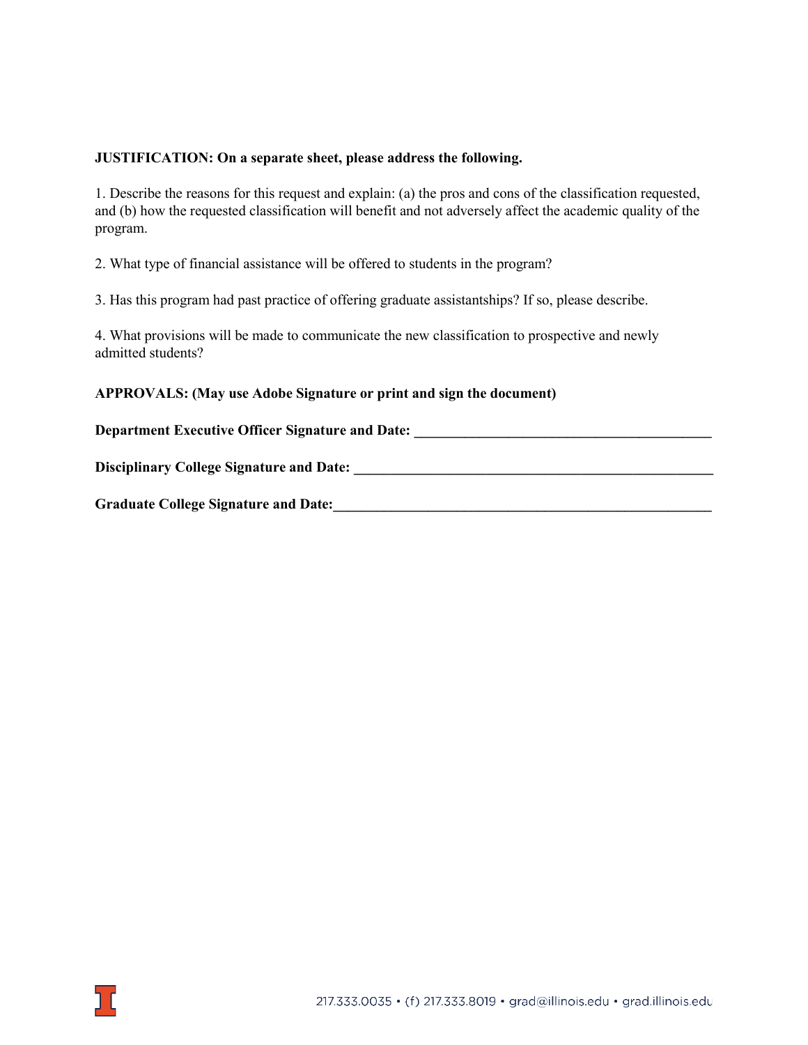**JUSTIFICATION: On a separate sheet, please address the following.**

1. Describe the reasons for this request and explain: (a) the pros and cons of the classification requested, and (b) how the requested classification will benefit and not adversely affect the academic quality of the program.

2. What type of financial assistance will be offered to students in the program?

3. Has this program had past practice of offering graduate assistantships? If so, please describe.

4. What provisions will be made to communicate the new classification to prospective and newly admitted students?

**APPROVALS: (May use Adobe Signature or print and sign the document)**

**Department Executive Officer Signature and Date: ________________________________________**

**Disciplinary College Signature and Date: ________________________________________________**

**Graduate College Signature and Date:___________________________________________________**